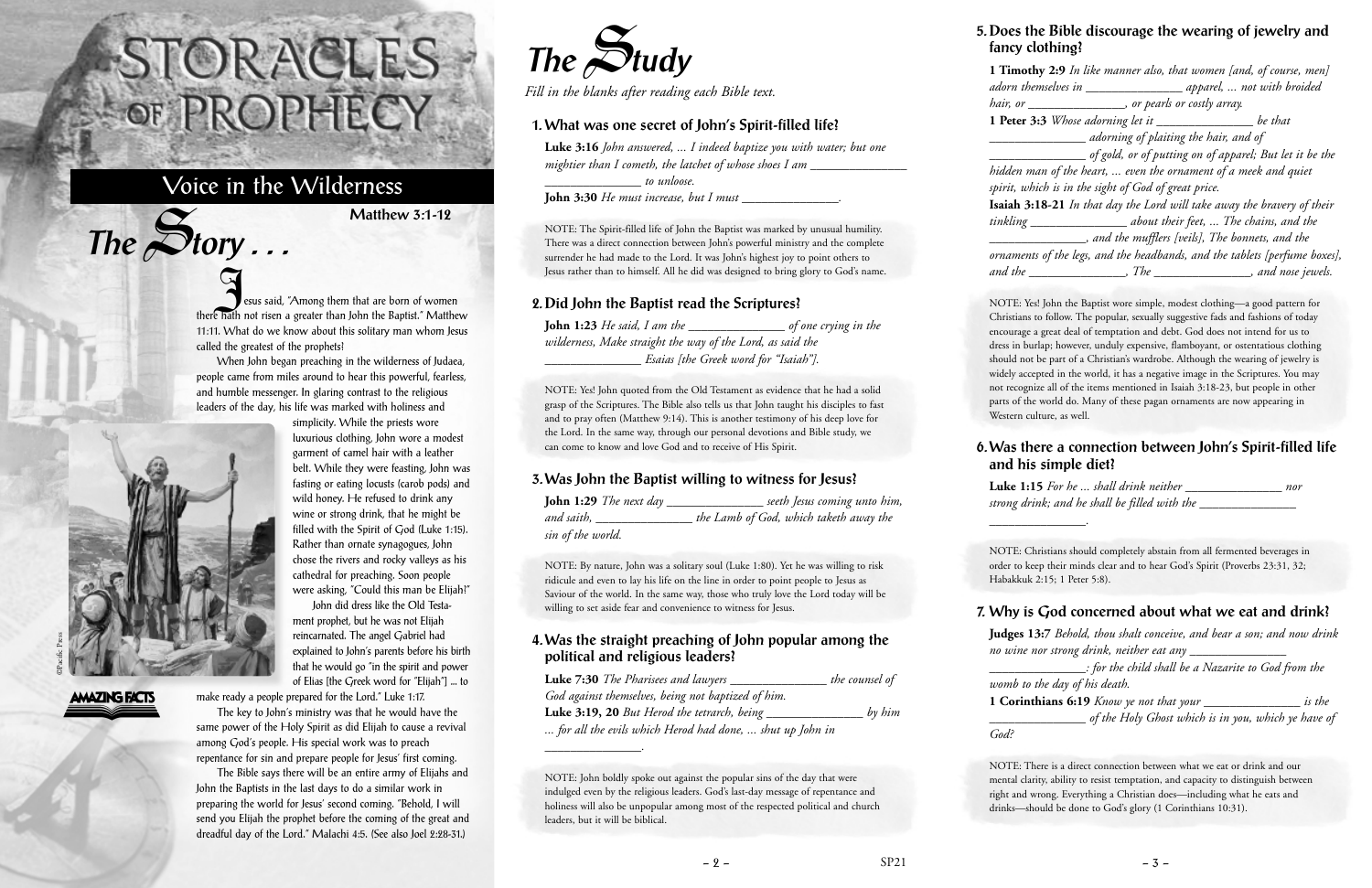# STORACLES OF PROPHECY

## Voice in the Wilderness

**Matthew 3:1-12**

## The Story . . .

Jesus said, "Among them that are born of women there hath not risen a greater than John the Baptist." Matthew 11:11. What do we know about this solitary man whom Jesus called the greatest of the prophets?

When John began preaching in the wilderness of Judaea, people came from miles around to hear this powerful, fearless, and humble messenger. In glaring contrast to the religious leaders of the day, his life was marked with holiness and simplicity. While the priests wore luxurious clothing, John wore a modest garment of camel hair with a leather belt. While they were feasting, John was fasting or eating locusts (carob pods) and wild honey. He refused to drink any wine or strong drink, that he might be filled with the Spirit of God (Luke 1:15). Rather than ornate synagogues, John chose the rivers and rocky valleys as his cathedral for preaching. Soon people were asking, "Could this man be Elijah?"

John did dress like the Old Testament prophet, but he was not Elijah reincarnated. The angel Gabriel had explained to John's parents before his birth that he would go "in the spirit and power of Elias [the Greek word for "Elijah"] ... to make ready a people prepared for the Lord." Luke 1:17.

The key to John's ministry was that he would have the same power of the Holy Spirit as did Elijah to cause a revival among God's people. His special work was to preach repentance for sin and prepare people for Jesus' first coming.

The Bible says there will be an entire army of Elijahs and John the Baptists in the last days to do a similar work in preparing the world for Jesus' second coming. "Behold, I will send you Elijah the prophet before the coming of the great and dreadful day of the Lord." Malachi 4:5. (See also Joel 2:28-31.)

## The Study

*Fill in the blanks after reading each Bible text.*

### 1. What was one secret of John's Spirit-filled life?

**Luke 3:16** *John answered, ... I indeed baptize you with water; but one mightier than I cometh, the latchet of whose shoes I am _______________ _______________ to unloose.*

**John 3:30** *He must increase, but I must _______________.*

NOTE: The Spirit-filled life of John the Baptist was marked by unusual humility. There was a direct connection between John's powerful ministry and the complete surrender he had made to the Lord. It was John's highest joy to point others to Jesus rather than to himself. All he did was designed to bring glory to God's name.

### 2. Did John the Baptist read the Scriptures?

**John 1:23** *He said, I am the _______________ of one crying in the wilderness, Make straight the way of the Lord, as said the _______________ Esaias [the Greek word for "Isaiah"].*

NOTE: Yes! John quoted from the Old Testament as evidence that he had a solid grasp of the Scriptures. The Bible also tells us that John taught his disciples to fast and to pray often (Matthew 9:14). This is another testimony of his deep love for the Lord. In the same way, through our personal devotions and Bible study, we can come to know and love God and to receive of His Spirit.

### 3. Was John the Baptist willing to witness for Jesus?

**John 1:29** *The next day _______________ seeth Jesus coming unto him, and saith, _______________ the Lamb of God, which taketh away the sin of the world.*

NOTE: By nature, John was a solitary soul (Luke 1:80). Yet he was willing to risk ridicule and even to lay his life on the line in order to point people to Jesus as Saviour of the world. In the same way, those who truly love the Lord today will be willing to set aside fear and convenience to witness for Jesus.

### 4. Was the straight preaching of John popular among the political and religious leaders?

**Luke 7:30** *The Pharisees and lawyers _______________ the counsel of God against themselves, being not baptized of him.*

**Luke 3:19, 20** *But Herod the tetrarch, being _______________ by him ... for all the evils which Herod had done, ... shut up John in _______________.*

NOTE: John boldly spoke out against the popular sins of the day that were indulged even by the religious leaders. God's last-day message of repentance and holiness will also be unpopular among most of the respected political and church leaders, but it will be biblical.

### 5. Does the Bible discourage the wearing of jewelry and fancy clothing?

**1 Timothy 2:9** *In like manner also, that women [and, of course, men] adorn themselves in _______________ apparel, ... not with broided hair, or _______________, or pearls or costly array.*

**1 Peter 3:3** *Whose adorning let it _______________ be that _______________ adorning of plaiting the hair, and of _______________ of gold, or of putting on of apparel; But let it be the hidden man of the heart, ... even the ornament of a meek and quiet spirit, which is in the sight of God of great price.*

**Isaiah 3:18-21** *In that day the Lord will take away the bravery of their tinkling _______________ about their feet, ... The chains, and the _______________, and the mufflers [veils], The bonnets, and the ornaments of the legs, and the headbands, and the tablets [perfume boxes], and the _______________, The _______________, and nose jewels.*

NOTE: Yes! John the Baptist wore simple, modest clothing—a good pattern for Christians to follow. The popular, sexually suggestive fads and fashions of today encourage a great deal of temptation and debt. God does not intend for us to dress in burlap; however, unduly expensive, flamboyant, or ostentatious clothing should not be part of a Christian's wardrobe. Although the wearing of jewelry is widely accepted in the world, it has a negative image in the Scriptures. You may not recognize all of the items mentioned in Isaiah 3:18-23, but people in other parts of the world do. Many of these pagan ornaments are now appearing in Western culture, as well.

### 6. Was there a connection between John's Spirit-filled life and his simple diet?

**Luke 1:15** *For he ... shall drink neither _______________ nor strong drink; and he shall be filled with the _______________ _______________.*

NOTE: Christians should completely abstain from all fermented beverages in order to keep their minds clear and to hear God's Spirit (Proverbs 23:31, 32; Habakkuk 2:15; 1 Peter 5:8).

### 7. Why is God concerned about what we eat and drink?

**Judges 13:7** *Behold, thou shalt conceive, and bear a son; and now drink no wine nor strong drink, neither eat any _______________ _______________: for the child shall be a Nazarite to God from the womb to the day of his death.*

**1 Corinthians 6:19** *Know ye not that your _______________ is the _______________ of the Holy Ghost which is in you, which ye have of God?*

NOTE: There is a direct connection between what we eat or drink and our mental clarity, ability to resist temptation, and capacity to distinguish between right and wrong. Everything a Christian does—including what he eats and drinks—should be done to God's glory (1 Corinthians 10:31).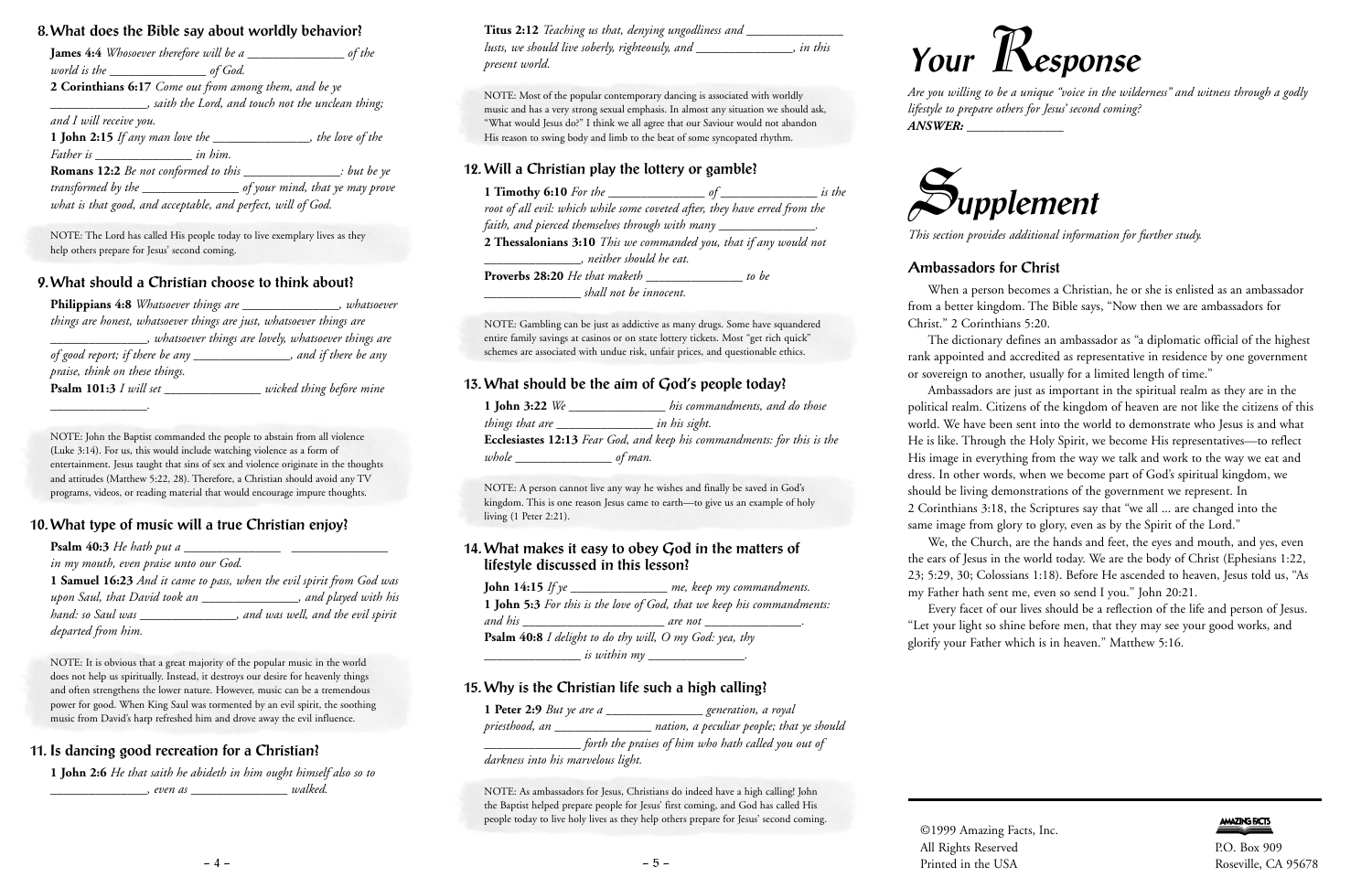## 8. What does the Bible say about worldly behavior?

**James 4:4** *Whosoever therefore will be a _______________ of the world is the _______________ of God.*

**2 Corinthians 6:17** *Come out from among them, and be ye _______________, saith the Lord, and touch not the unclean thing; and I will receive you.*

**1 John 2:15** *If any man love the _______________, the love of the Father is _______________ in him.*

**Romans 12:2** *Be not conformed to this _______________: but be ye transformed by the _______________ of your mind, that ye may prove what is that good, and acceptable, and perfect, will of God.*

NOTE: The Lord has called His people today to live exemplary lives as they help others prepare for Jesus' second coming.

## 9. What should a Christian choose to think about?

**Philippians 4:8** *Whatsoever things are _______________, whatsoever things are honest, whatsoever things are just, whatsoever things are _______________, whatsoever things are lovely, whatsoever things are of good report; if there be any _______________, and if there be any praise, think on these things.*

**Psalm 101:3** *I will set _______________ wicked thing before mine _______________.*

NOTE: John the Baptist commanded the people to abstain from all violence (Luke 3:14). For us, this would include watching violence as a form of entertainment. Jesus taught that sins of sex and violence originate in the thoughts and attitudes (Matthew 5:22, 28). Therefore, a Christian should avoid any TV programs, videos, or reading material that would encourage impure thoughts.

## 10. What type of music will a true Christian enjoy?

**Psalm 40:3** *He hath put a _______________ _______________ in my mouth, even praise unto our God.*

**1 Samuel 16:23** *And it came to pass, when the evil spirit from God was upon Saul, that David took an _______________, and played with his hand: so Saul was _______________, and was well, and the evil spirit departed from him.*

NOTE: It is obvious that a great majority of the popular music in the world does not help us spiritually. Instead, it destroys our desire for heavenly things and often strengthens the lower nature. However, music can be a tremendous power for good. When King Saul was tormented by an evil spirit, the soothing music from David's harp refreshed him and drove away the evil influence.

## 11. Is dancing good recreation for a Christian?

**1 John 2:6** *He that saith he abideth in him ought himself also so to _______________, even as _______________ walked.*

**Titus 2:12** *Teaching us that, denying ungodliness and _______________ lusts, we should live soberly, righteously, and _______________, in this present world.*

NOTE: Most of the popular contemporary dancing is associated with worldly music and has a very strong sexual emphasis. In almost any situation we should ask, "What would Jesus do?" I think we all agree that our Saviour would not abandon His reason to swing body and limb to the beat of some syncopated rhythm.

## 12. Will a Christian play the lottery or gamble?

**1 Timothy 6:10** *For the _______________ of _______________ is the root of all evil: which while some coveted after, they have erred from the faith, and pierced themselves through with many _______________.*

**2 Thessalonians 3:10** *This we commanded you, that if any would not _______________, neither should he eat.*

**Proverbs 28:20** *He that maketh _______________ to be _______________ shall not be innocent.*

NOTE: Gambling can be just as addictive as many drugs. Some have squandered entire family savings at casinos or on state lottery tickets. Most "get rich quick" schemes are associated with undue risk, unfair prices, and questionable ethics.

## 13. What should be the aim of God's people today?

**1 John 3:22** *We _______________ his commandments, and do those things that are _______________ in his sight.*

**Ecclesiastes 12:13** *Fear God, and keep his commandments: for this is the whole _______________ of man.*

NOTE: A person cannot live any way he wishes and finally be saved in God's kingdom. This is one reason Jesus came to earth—to give us an example of holy living (1 Peter 2:21).

## 14. What makes it easy to obey God in the matters of lifestyle discussed in this lesson?

**John 14:15** *If ye _______________ me, keep my commandments.*

**1 John 5:3** *For this is the love of God, that we keep his commandments: and his _______________ are not _______________.*

**Psalm 40:8** *I delight to do thy will, O my God: yea, thy _______________ is within my _______________.*

## 15. Why is the Christian life such a high calling?

**1 Peter 2:9** *But ye are a _______________ generation, a royal priesthood, an _______________ nation, a peculiar people; that ye should _______________ forth the praises of him who hath called you out of darkness into his marvelous light.*

NOTE: As ambassadors for Jesus, Christians do indeed have a high calling! John the Baptist helped prepare people for Jesus' first coming, and God has called His people today to live holy lives as they help others prepare for Jesus' second coming.

# Your Response

*Are you willing to be a unique "voice in the wilderness" and witness through a godly lifestyle to prepare others for Jesus' second coming?*

***ANSWER:*** _______________

# Supplement

*This section provides additional information for further study.*

## Ambassadors for Christ

When a person becomes a Christian, he or she is enlisted as an ambassador from a better kingdom. The Bible says, "Now then we are ambassadors for Christ." 2 Corinthians 5:20.

The dictionary defines an ambassador as "a diplomatic official of the highest rank appointed and accredited as representative in residence by one government or sovereign to another, usually for a limited length of time."

Ambassadors are just as important in the spiritual realm as they are in the political realm. Citizens of the kingdom of heaven are not like the citizens of this world. We have been sent into the world to demonstrate who Jesus is and what He is like. Through the Holy Spirit, we become His representatives—to reflect His image in everything from the way we talk and work to the way we eat and dress. In other words, when we become part of God's spiritual kingdom, we should be living demonstrations of the government we represent. In 2 Corinthians 3:18, the Scriptures say that "we all ... are changed into the same image from glory to glory, even as by the Spirit of the Lord."

We, the Church, are the hands and feet, the eyes and mouth, and yes, even the ears of Jesus in the world today. We are the body of Christ (Ephesians 1:22, 23; 5:29, 30; Colossians 1:18). Before He ascended to heaven, Jesus told us, "As my Father hath sent me, even so send I you." John 20:21.

Every facet of our lives should be a reflection of the life and person of Jesus. "Let your light so shine before men, that they may see your good works, and glorify your Father which is in heaven." Matthew 5:16.

©1999 Amazing Facts, Inc.
All Rights Reserved
Printed in the USA

AMAZING FACTS
P.O. Box 909
Roseville, CA 95678